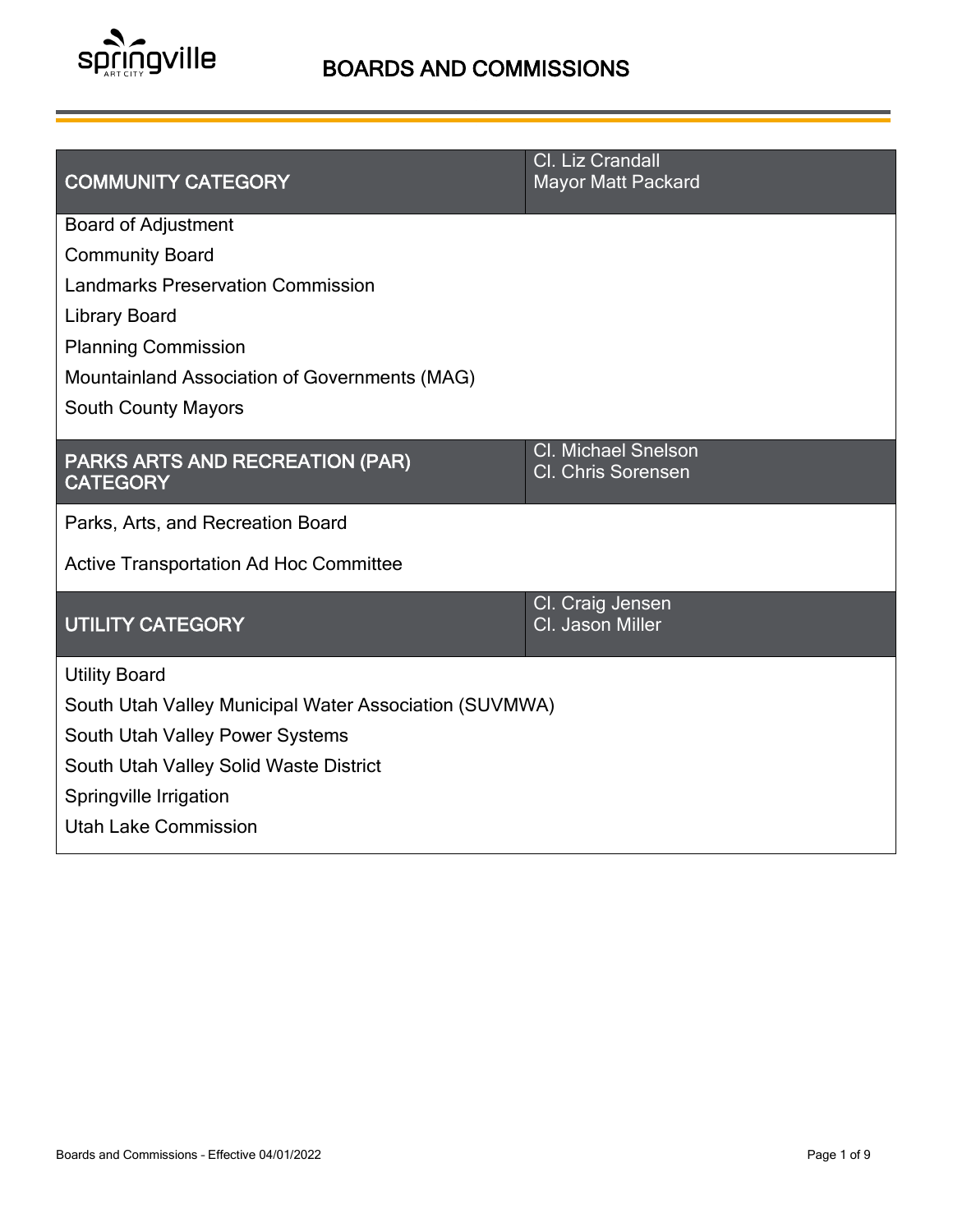# BOARDS AND COMMISSIONS

| COMMUNITY CATEGORY | Cl. Liz Crandall<br>Mayor Matt Packard |
|---|---|
| Board of Adjustment | |
| Community Board | |
| Landmarks Preservation Commission | |
| Library Board | |
| Planning Commission | |
| Mountainland Association of Governments (MAG) | |
| South County Mayors | |
| **PARKS ARTS AND RECREATION (PAR) CATEGORY** | **Cl. Michael Snelson<br>Cl. Chris Sorensen** |
| Parks, Arts, and Recreation Board | |
| Active Transportation Ad Hoc Committee | |
| **UTILITY CATEGORY** | **Cl. Craig Jensen<br>Cl. Jason Miller** |
| Utility Board | |
| South Utah Valley Municipal Water Association (SUVMWA) | |
| South Utah Valley Power Systems | |
| South Utah Valley Solid Waste District | |
| Springville Irrigation | |
| Utah Lake Commission | |

Boards and Commissions - Effective 04/01/2022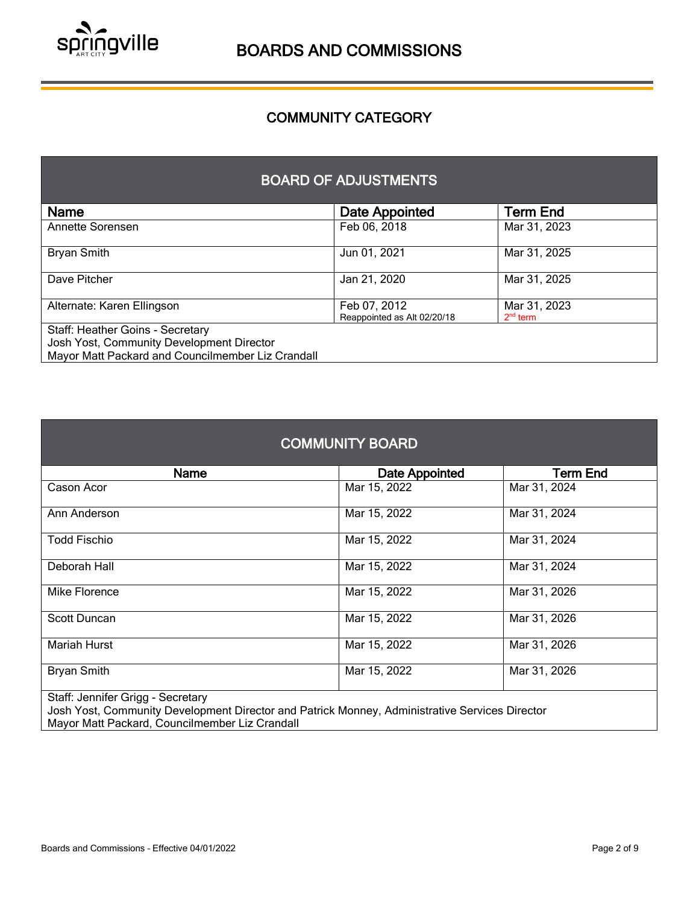# BOARDS AND COMMISSIONS

## COMMUNITY CATEGORY

### BOARD OF ADJUSTMENTS

| Name | Date Appointed | Term End |
|---|---|---|
| Annette Sorensen | Feb 06, 2018 | Mar 31, 2023 |
| Bryan Smith | Jun 01, 2021 | Mar 31, 2025 |
| Dave Pitcher | Jan 21, 2020 | Mar 31, 2025 |
| Alternate: Karen Ellingson | Feb 07, 2012<br>Reappointed as Alt 02/20/18 | Mar 31, 2023<br>2nd term |

Staff: Heather Goins - Secretary
Josh Yost, Community Development Director
Mayor Matt Packard and Councilmember Liz Crandall

### COMMUNITY BOARD

| Name | Date Appointed | Term End |
|---|---|---|
| Cason Acor | Mar 15, 2022 | Mar 31, 2024 |
| Ann Anderson | Mar 15, 2022 | Mar 31, 2024 |
| Todd Fischio | Mar 15, 2022 | Mar 31, 2024 |
| Deborah Hall | Mar 15, 2022 | Mar 31, 2024 |
| Mike Florence | Mar 15, 2022 | Mar 31, 2026 |
| Scott Duncan | Mar 15, 2022 | Mar 31, 2026 |
| Mariah Hurst | Mar 15, 2022 | Mar 31, 2026 |
| Bryan Smith | Mar 15, 2022 | Mar 31, 2026 |

Staff: Jennifer Grigg - Secretary
Josh Yost, Community Development Director and Patrick Monney, Administrative Services Director
Mayor Matt Packard, Councilmember Liz Crandall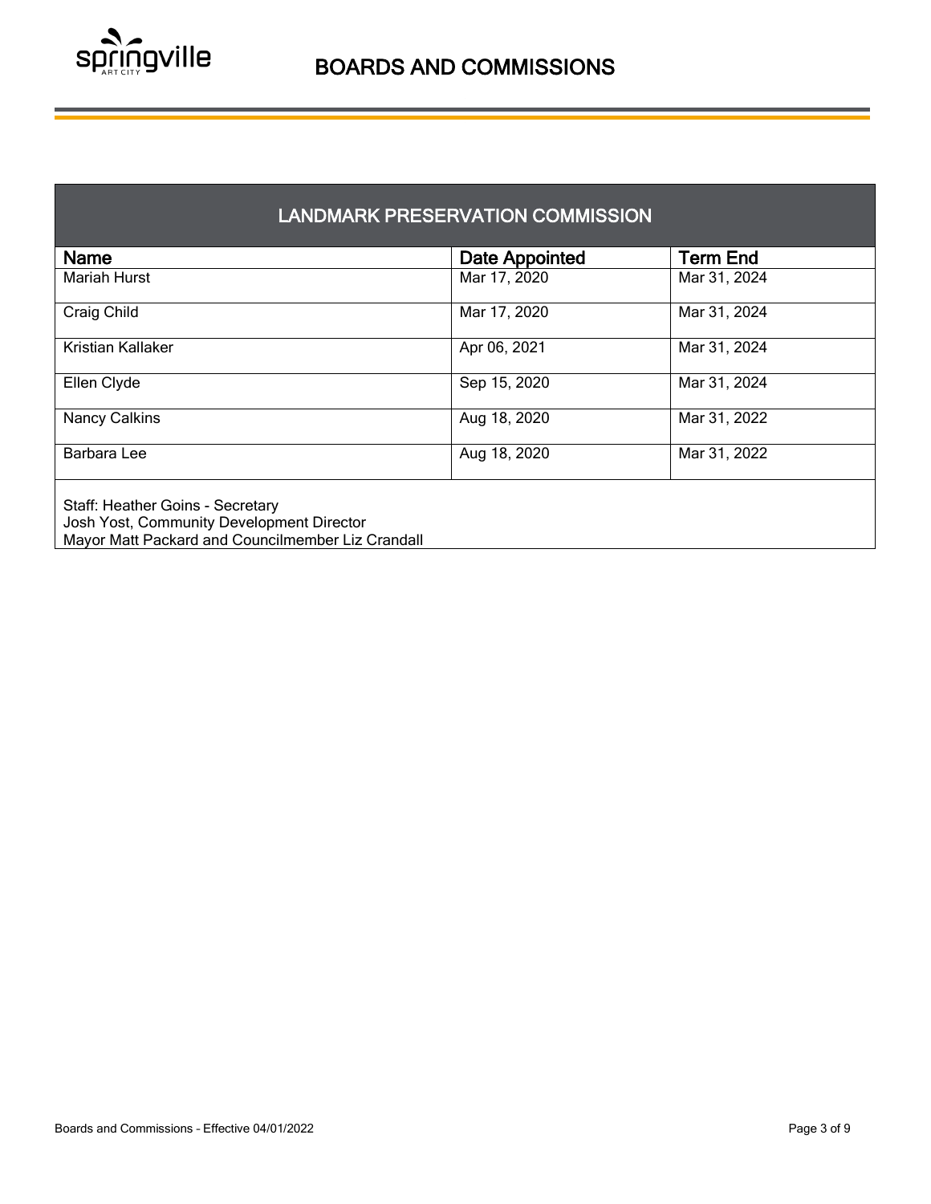# BOARDS AND COMMISSIONS

## LANDMARK PRESERVATION COMMISSION

| Name | Date Appointed | Term End |
|---|---|---|
| Mariah Hurst | Mar 17, 2020 | Mar 31, 2024 |
| Craig Child | Mar 17, 2020 | Mar 31, 2024 |
| Kristian Kallaker | Apr 06, 2021 | Mar 31, 2024 |
| Ellen Clyde | Sep 15, 2020 | Mar 31, 2024 |
| Nancy Calkins | Aug 18, 2020 | Mar 31, 2022 |
| Barbara Lee | Aug 18, 2020 | Mar 31, 2022 |

Staff: Heather Goins - Secretary
Josh Yost, Community Development Director
Mayor Matt Packard and Councilmember Liz Crandall

Boards and Commissions - Effective 04/01/2022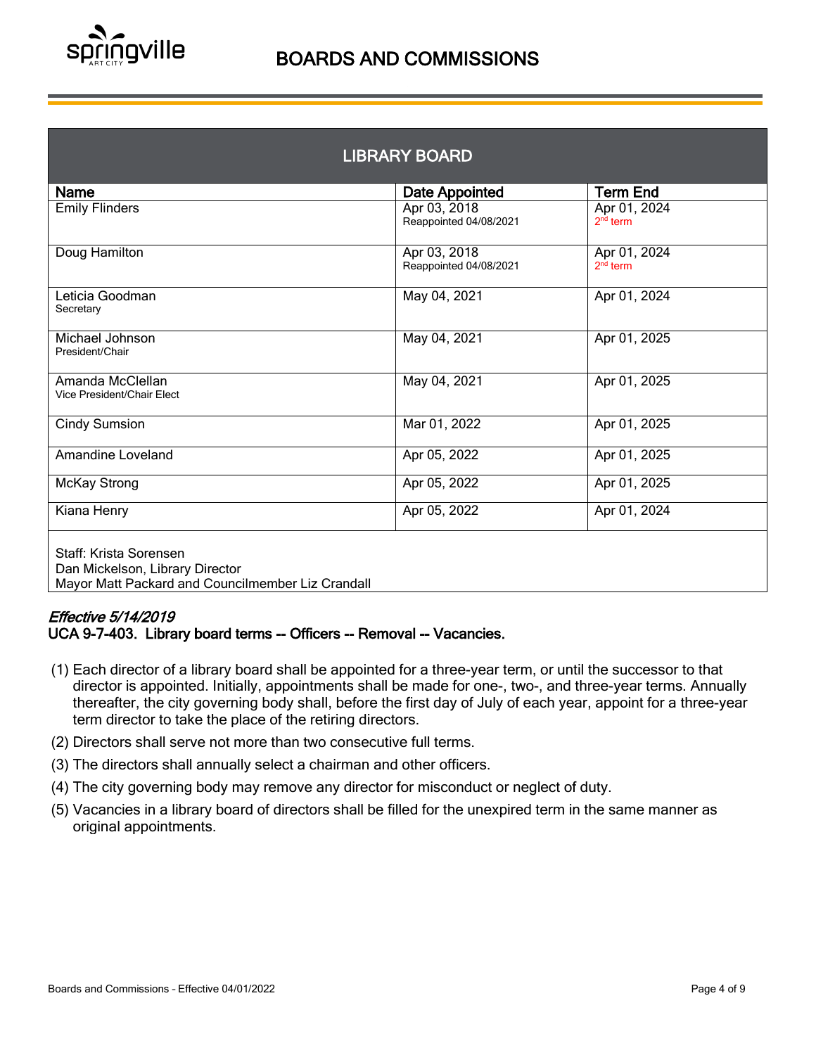# BOARDS AND COMMISSIONS

## LIBRARY BOARD

| Name | Date Appointed | Term End |
|---|---|---|
| Emily Flinders | Apr 03, 2018<br>Reappointed 04/08/2021 | Apr 01, 2024<br>2nd term |
| Doug Hamilton | Apr 03, 2018<br>Reappointed 04/08/2021 | Apr 01, 2024<br>2nd term |
| Leticia Goodman<br>Secretary | May 04, 2021 | Apr 01, 2024 |
| Michael Johnson<br>President/Chair | May 04, 2021 | Apr 01, 2025 |
| Amanda McClellan<br>Vice President/Chair Elect | May 04, 2021 | Apr 01, 2025 |
| Cindy Sumsion | Mar 01, 2022 | Apr 01, 2025 |
| Amandine Loveland | Apr 05, 2022 | Apr 01, 2025 |
| McKay Strong | Apr 05, 2022 | Apr 01, 2025 |
| Kiana Henry | Apr 05, 2022 | Apr 01, 2024 |

Staff: Krista Sorensen
Dan Mickelson, Library Director
Mayor Matt Packard and Councilmember Liz Crandall

*Effective 5/14/2019*

**UCA 9-7-403. Library board terms -- Officers -- Removal -- Vacancies.**

(1) Each director of a library board shall be appointed for a three-year term, or until the successor to that director is appointed. Initially, appointments shall be made for one-, two-, and three-year terms. Annually thereafter, the city governing body shall, before the first day of July of each year, appoint for a three-year term director to take the place of the retiring directors.

(2) Directors shall serve not more than two consecutive full terms.

(3) The directors shall annually select a chairman and other officers.

(4) The city governing body may remove any director for misconduct or neglect of duty.

(5) Vacancies in a library board of directors shall be filled for the unexpired term in the same manner as original appointments.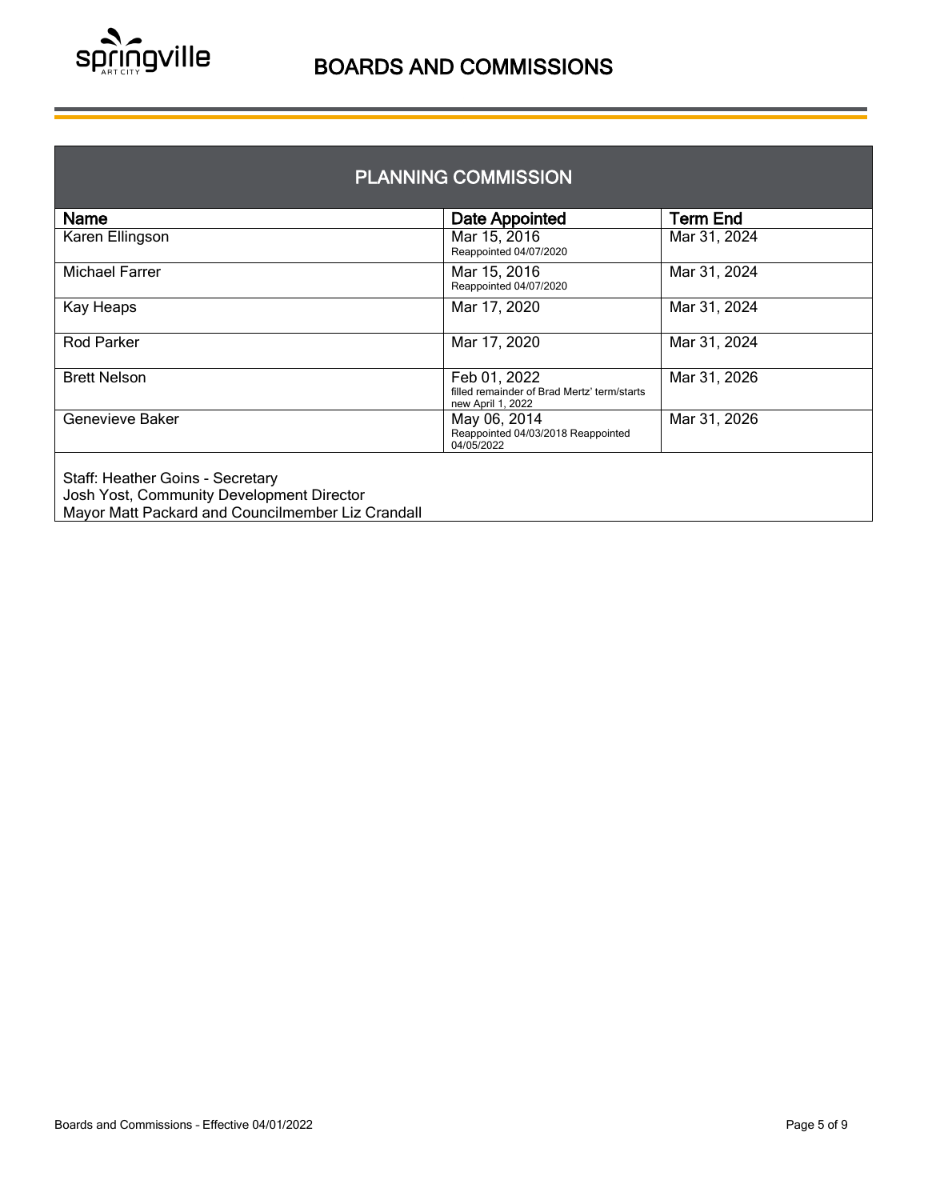# BOARDS AND COMMISSIONS

## PLANNING COMMISSION

| Name | Date Appointed | Term End |
|---|---|---|
| Karen Ellingson | Mar 15, 2016<br>Reappointed 04/07/2020 | Mar 31, 2024 |
| Michael Farrer | Mar 15, 2016<br>Reappointed 04/07/2020 | Mar 31, 2024 |
| Kay Heaps | Mar 17, 2020 | Mar 31, 2024 |
| Rod Parker | Mar 17, 2020 | Mar 31, 2024 |
| Brett Nelson | Feb 01, 2022<br>filled remainder of Brad Mertz' term/starts new April 1, 2022 | Mar 31, 2026 |
| Genevieve Baker | May 06, 2014<br>Reappointed 04/03/2018 Reappointed 04/05/2022 | Mar 31, 2026 |

Staff: Heather Goins - Secretary
Josh Yost, Community Development Director
Mayor Matt Packard and Councilmember Liz Crandall

Boards and Commissions - Effective 04/01/2022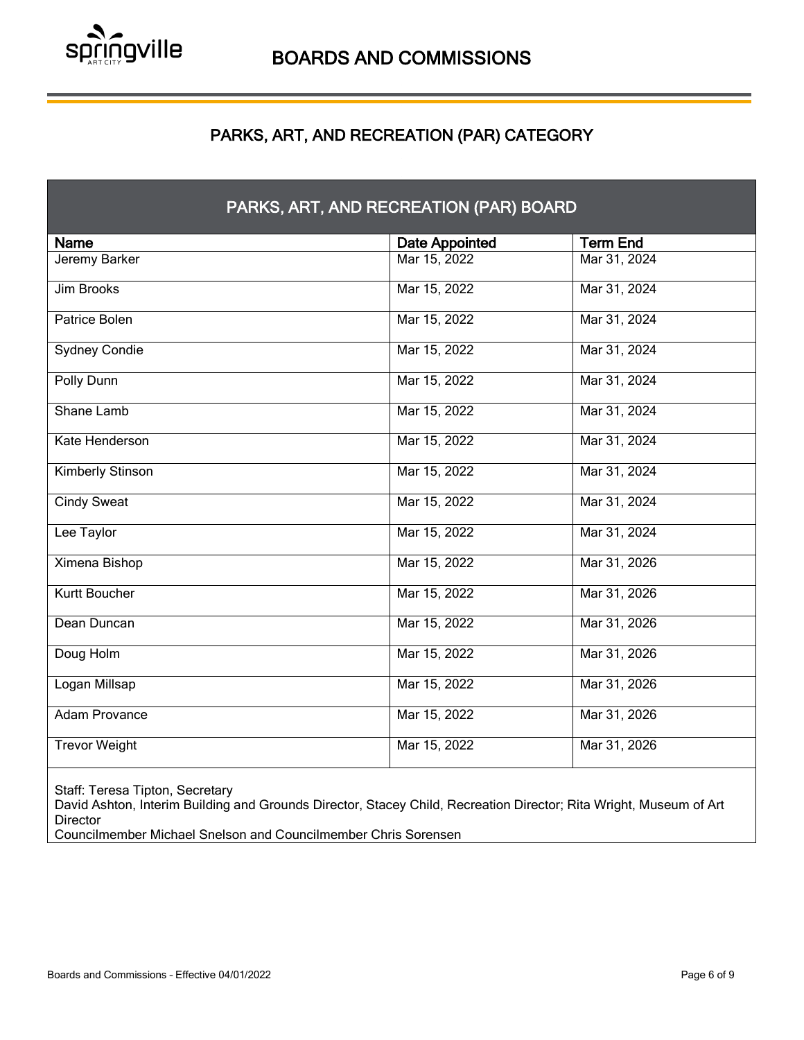# BOARDS AND COMMISSIONS

## PARKS, ART, AND RECREATION (PAR) CATEGORY

### PARKS, ART, AND RECREATION (PAR) BOARD

| Name | Date Appointed | Term End |
|---|---|---|
| Jeremy Barker | Mar 15, 2022 | Mar 31, 2024 |
| Jim Brooks | Mar 15, 2022 | Mar 31, 2024 |
| Patrice Bolen | Mar 15, 2022 | Mar 31, 2024 |
| Sydney Condie | Mar 15, 2022 | Mar 31, 2024 |
| Polly Dunn | Mar 15, 2022 | Mar 31, 2024 |
| Shane Lamb | Mar 15, 2022 | Mar 31, 2024 |
| Kate Henderson | Mar 15, 2022 | Mar 31, 2024 |
| Kimberly Stinson | Mar 15, 2022 | Mar 31, 2024 |
| Cindy Sweat | Mar 15, 2022 | Mar 31, 2024 |
| Lee Taylor | Mar 15, 2022 | Mar 31, 2024 |
| Ximena Bishop | Mar 15, 2022 | Mar 31, 2026 |
| Kurtt Boucher | Mar 15, 2022 | Mar 31, 2026 |
| Dean Duncan | Mar 15, 2022 | Mar 31, 2026 |
| Doug Holm | Mar 15, 2022 | Mar 31, 2026 |
| Logan Millsap | Mar 15, 2022 | Mar 31, 2026 |
| Adam Provance | Mar 15, 2022 | Mar 31, 2026 |
| Trevor Weight | Mar 15, 2022 | Mar 31, 2026 |

Staff: Teresa Tipton, Secretary
David Ashton, Interim Building and Grounds Director, Stacey Child, Recreation Director; Rita Wright, Museum of Art Director
Councilmember Michael Snelson and Councilmember Chris Sorensen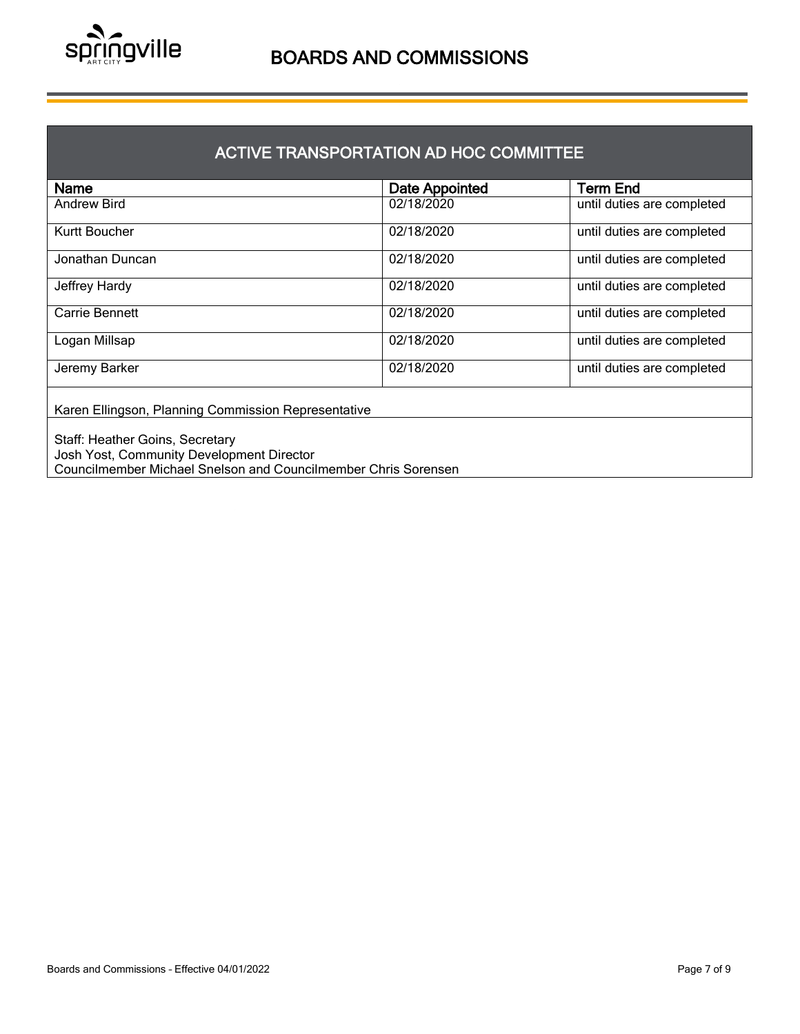# BOARDS AND COMMISSIONS

## ACTIVE TRANSPORTATION AD HOC COMMITTEE

| Name | Date Appointed | Term End |
| --- | --- | --- |
| Andrew Bird | 02/18/2020 | until duties are completed |
| Kurtt Boucher | 02/18/2020 | until duties are completed |
| Jonathan Duncan | 02/18/2020 | until duties are completed |
| Jeffrey Hardy | 02/18/2020 | until duties are completed |
| Carrie Bennett | 02/18/2020 | until duties are completed |
| Logan Millsap | 02/18/2020 | until duties are completed |
| Jeremy Barker | 02/18/2020 | until duties are completed |

Karen Ellingson, Planning Commission Representative

Staff: Heather Goins, Secretary
Josh Yost, Community Development Director
Councilmember Michael Snelson and Councilmember Chris Sorensen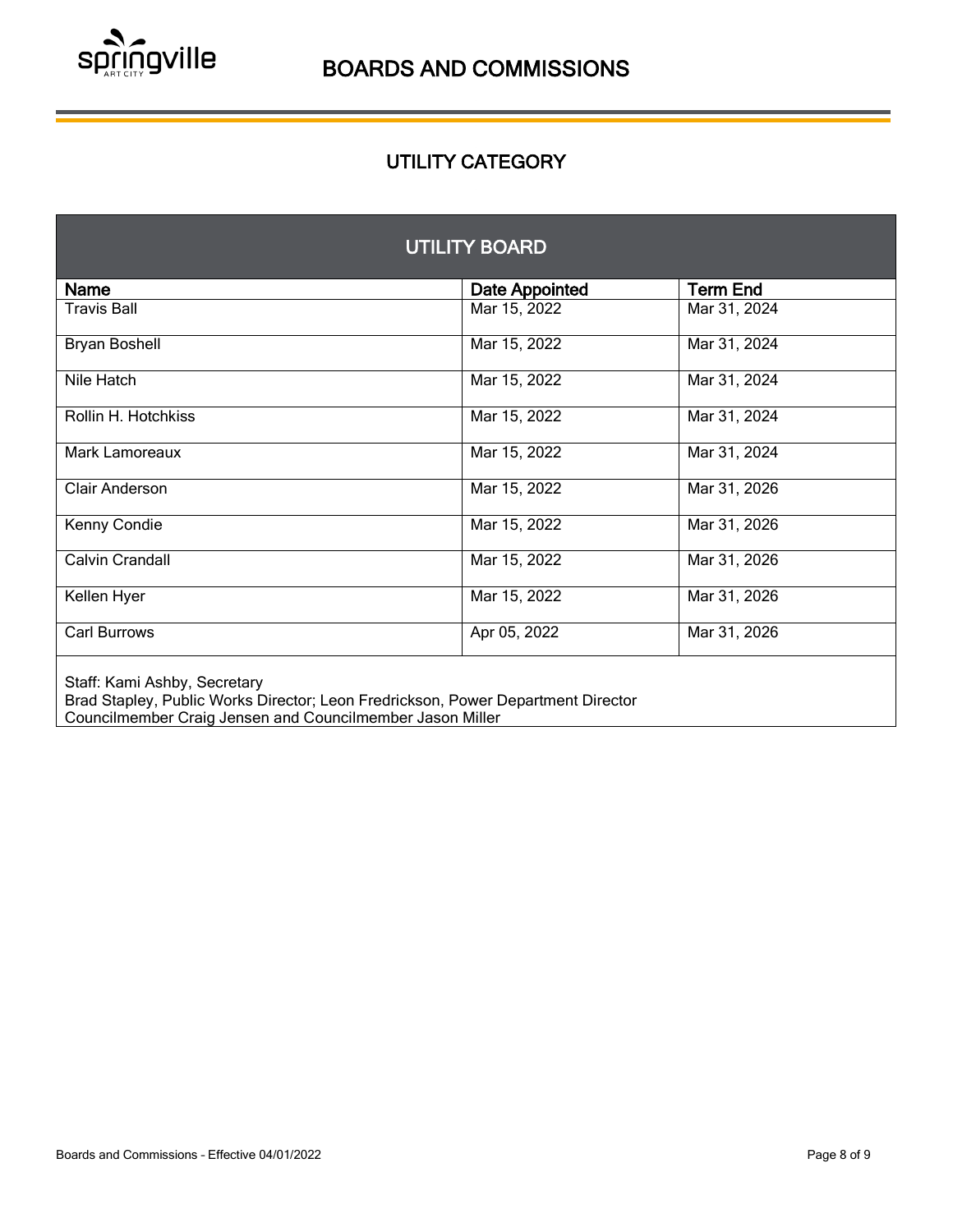# BOARDS AND COMMISSIONS

## UTILITY CATEGORY

### UTILITY BOARD

| Name | Date Appointed | Term End |
|---|---|---|
| Travis Ball | Mar 15, 2022 | Mar 31, 2024 |
| Bryan Boshell | Mar 15, 2022 | Mar 31, 2024 |
| Nile Hatch | Mar 15, 2022 | Mar 31, 2024 |
| Rollin H. Hotchkiss | Mar 15, 2022 | Mar 31, 2024 |
| Mark Lamoreaux | Mar 15, 2022 | Mar 31, 2024 |
| Clair Anderson | Mar 15, 2022 | Mar 31, 2026 |
| Kenny Condie | Mar 15, 2022 | Mar 31, 2026 |
| Calvin Crandall | Mar 15, 2022 | Mar 31, 2026 |
| Kellen Hyer | Mar 15, 2022 | Mar 31, 2026 |
| Carl Burrows | Apr 05, 2022 | Mar 31, 2026 |

Staff: Kami Ashby, Secretary
Brad Stapley, Public Works Director; Leon Fredrickson, Power Department Director
Councilmember Craig Jensen and Councilmember Jason Miller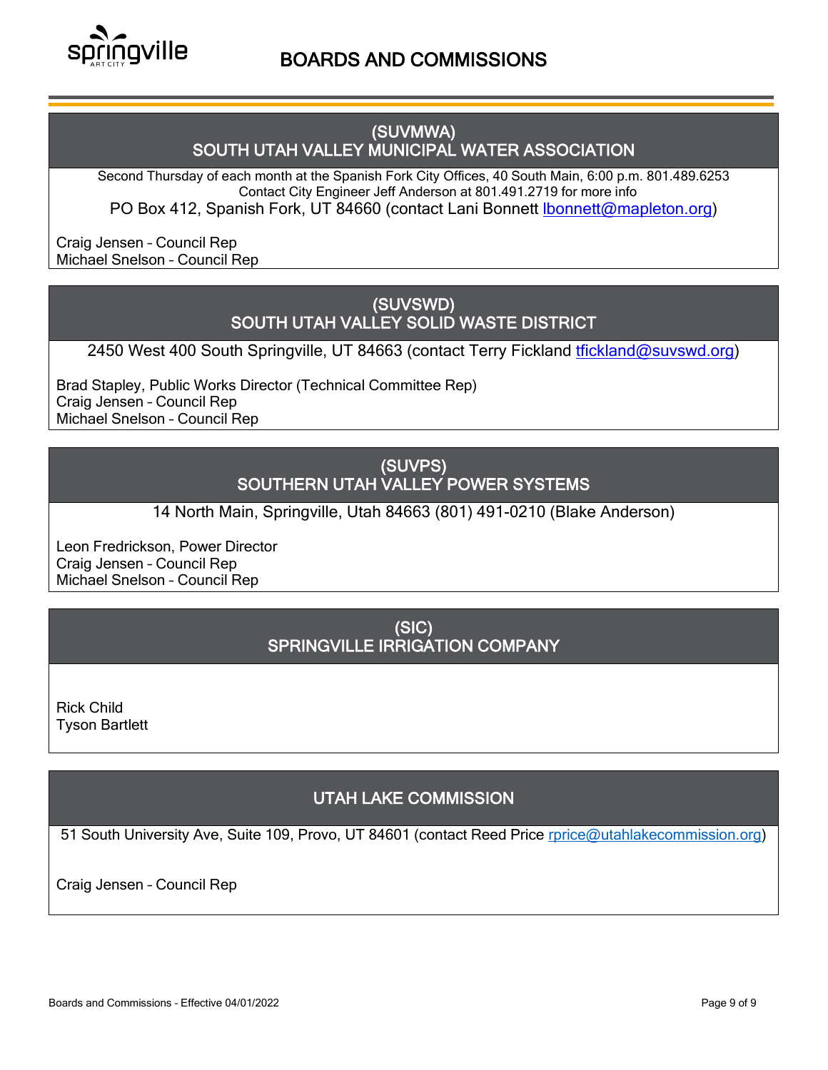# BOARDS AND COMMISSIONS

## (SUVMWA)
## SOUTH UTAH VALLEY MUNICIPAL WATER ASSOCIATION

Second Thursday of each month at the Spanish Fork City Offices, 40 South Main, 6:00 p.m. 801.489.6253
Contact City Engineer Jeff Anderson at 801.491.2719 for more info
PO Box 412, Spanish Fork, UT 84660 (contact Lani Bonnett lbonnett@mapleton.org)

Craig Jensen – Council Rep
Michael Snelson – Council Rep

## (SUVSWD)
## SOUTH UTAH VALLEY SOLID WASTE DISTRICT

2450 West 400 South Springville, UT 84663 (contact Terry Fickland tfickland@suvswd.org)

Brad Stapley, Public Works Director (Technical Committee Rep)
Craig Jensen – Council Rep
Michael Snelson – Council Rep

## (SUVPS)
## SOUTHERN UTAH VALLEY POWER SYSTEMS

14 North Main, Springville, Utah 84663 (801) 491-0210 (Blake Anderson)

Leon Fredrickson, Power Director
Craig Jensen – Council Rep
Michael Snelson – Council Rep

## (SIC)
## SPRINGVILLE IRRIGATION COMPANY

Rick Child
Tyson Bartlett

## UTAH LAKE COMMISSION

51 South University Ave, Suite 109, Provo, UT 84601 (contact Reed Price rprice@utahlakecommission.org)

Craig Jensen – Council Rep